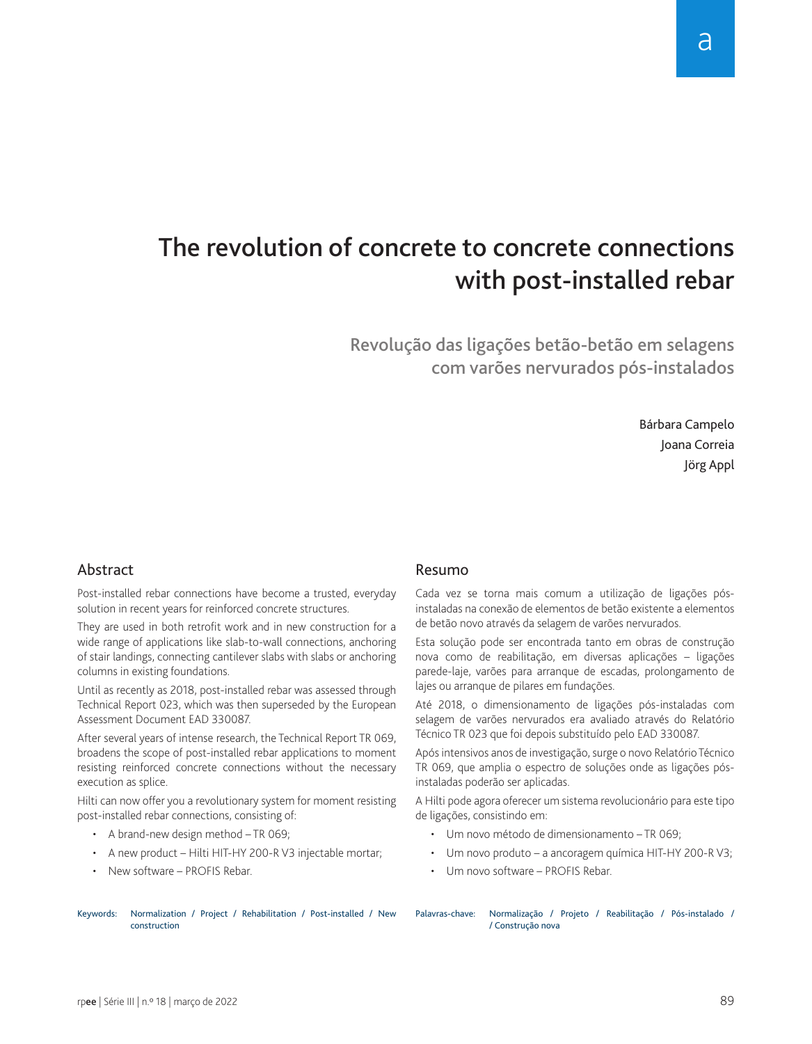# The revolution of concrete to concrete connections with post-installed rebar

## Revolução das ligações betão-betão em selagens com varões nervurados pós-instalados

Bárbara Campelo
Joana Correia
Jörg Appl

## Abstract

Post-installed rebar connections have become a trusted, everyday solution in recent years for reinforced concrete structures.

They are used in both retrofit work and in new construction for a wide range of applications like slab-to-wall connections, anchoring of stair landings, connecting cantilever slabs with slabs or anchoring columns in existing foundations.

Until as recently as 2018, post-installed rebar was assessed through Technical Report 023, which was then superseded by the European Assessment Document EAD 330087.

After several years of intense research, the Technical Report TR 069, broadens the scope of post-installed rebar applications to moment resisting reinforced concrete connections without the necessary execution as splice.

Hilti can now offer you a revolutionary system for moment resisting post-installed rebar connections, consisting of:

- A brand-new design method – TR 069;
- A new product – Hilti HIT-HY 200-R V3 injectable mortar;
- New software – PROFIS Rebar.

Keywords: Normalization / Project / Rehabilitation / Post-installed / New construction

## Resumo

Cada vez se torna mais comum a utilização de ligações pós-instaladas na conexão de elementos de betão existente a elementos de betão novo através da selagem de varões nervurados.

Esta solução pode ser encontrada tanto em obras de construção nova como de reabilitação, em diversas aplicações – ligações parede-laje, varões para arranque de escadas, prolongamento de lajes ou arranque de pilares em fundações.

Até 2018, o dimensionamento de ligações pós-instaladas com selagem de varões nervurados era avaliado através do Relatório Técnico TR 023 que foi depois substituído pelo EAD 330087.

Após intensivos anos de investigação, surge o novo Relatório Técnico TR 069, que amplia o espectro de soluções onde as ligações pós-instaladas poderão ser aplicadas.

A Hilti pode agora oferecer um sistema revolucionário para este tipo de ligações, consistindo em:

- Um novo método de dimensionamento – TR 069;
- Um novo produto – a ancoragem química HIT-HY 200-R V3;
- Um novo software – PROFIS Rebar.

Palavras-chave: Normalização / Projeto / Reabilitação / Pós-instalado / / Construção nova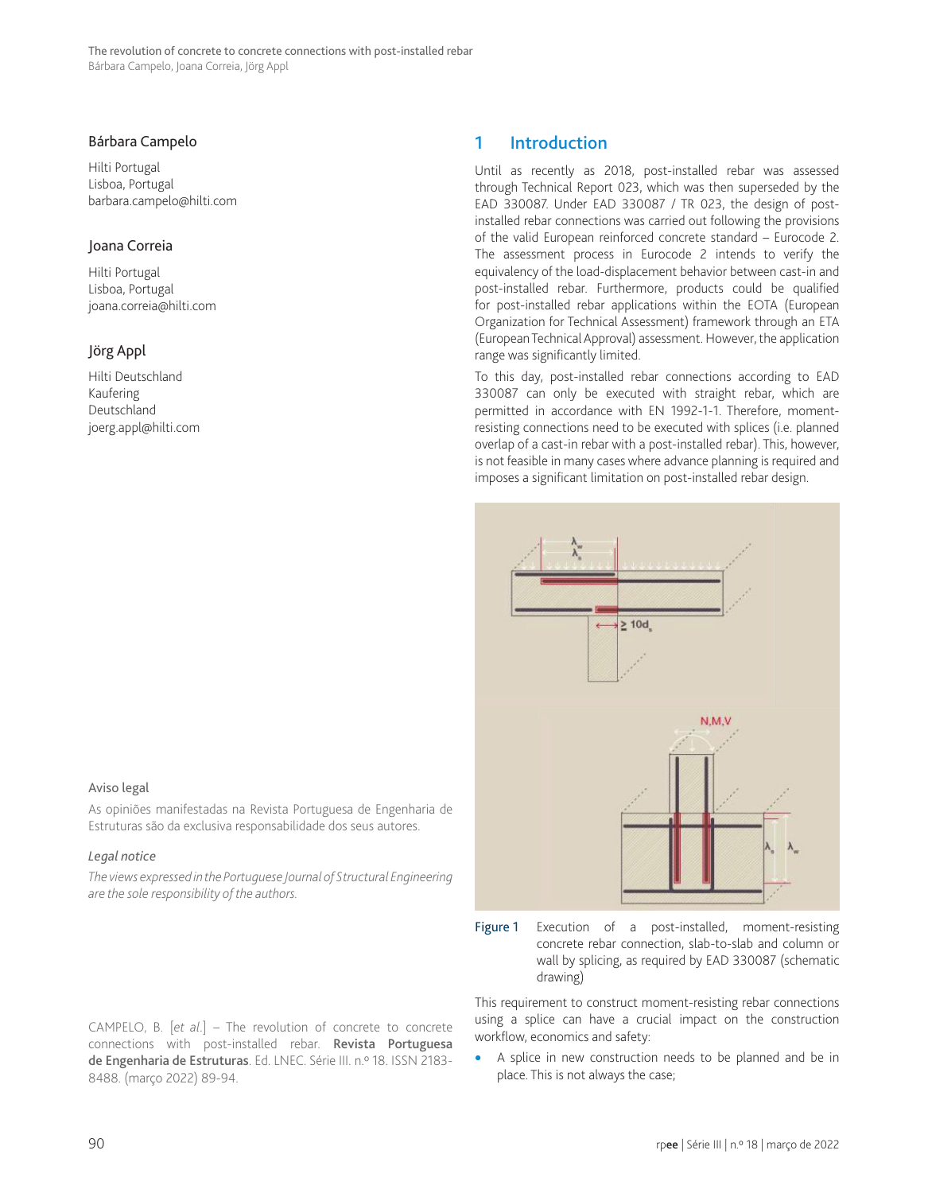Bárbara Campelo

Hilti Portugal
Lisboa, Portugal
barbara.campelo@hilti.com

Joana Correia

Hilti Portugal
Lisboa, Portugal
joana.correia@hilti.com

Jörg Appl

Hilti Deutschland
Kaufering
Deutschland
joerg.appl@hilti.com

Aviso legal

As opiniões manifestadas na Revista Portuguesa de Engenharia de Estruturas são da exclusiva responsabilidade dos seus autores.

*Legal notice*

*The views expressed in the Portuguese Journal of Structural Engineering are the sole responsibility of the authors.*

CAMPELO, B. [*et al.*] – The revolution of concrete to concrete connections with post-installed rebar. **Revista Portuguesa de Engenharia de Estruturas**. Ed. LNEC. Série III. n.º 18. ISSN 2183-8488. (março 2022) 89-94.

# 1 Introduction

Until as recently as 2018, post-installed rebar was assessed through Technical Report 023, which was then superseded by the EAD 330087. Under EAD 330087 / TR 023, the design of post-installed rebar connections was carried out following the provisions of the valid European reinforced concrete standard – Eurocode 2. The assessment process in Eurocode 2 intends to verify the equivalency of the load-displacement behavior between cast-in and post-installed rebar. Furthermore, products could be qualified for post-installed rebar applications within the EOTA (European Organization for Technical Assessment) framework through an ETA (European Technical Approval) assessment. However, the application range was significantly limited.

To this day, post-installed rebar connections according to EAD 330087 can only be executed with straight rebar, which are permitted in accordance with EN 1992-1-1. Therefore, moment-resisting connections need to be executed with splices (i.e. planned overlap of a cast-in rebar with a post-installed rebar). This, however, is not feasible in many cases where advance planning is required and imposes a significant limitation on post-installed rebar design.

Figure 1 Execution of a post-installed, moment-resisting concrete rebar connection, slab-to-slab and column or wall by splicing, as required by EAD 330087 (schematic drawing)

This requirement to construct moment-resisting rebar connections using a splice can have a crucial impact on the construction workflow, economics and safety:

- A splice in new construction needs to be planned and be in place. This is not always the case;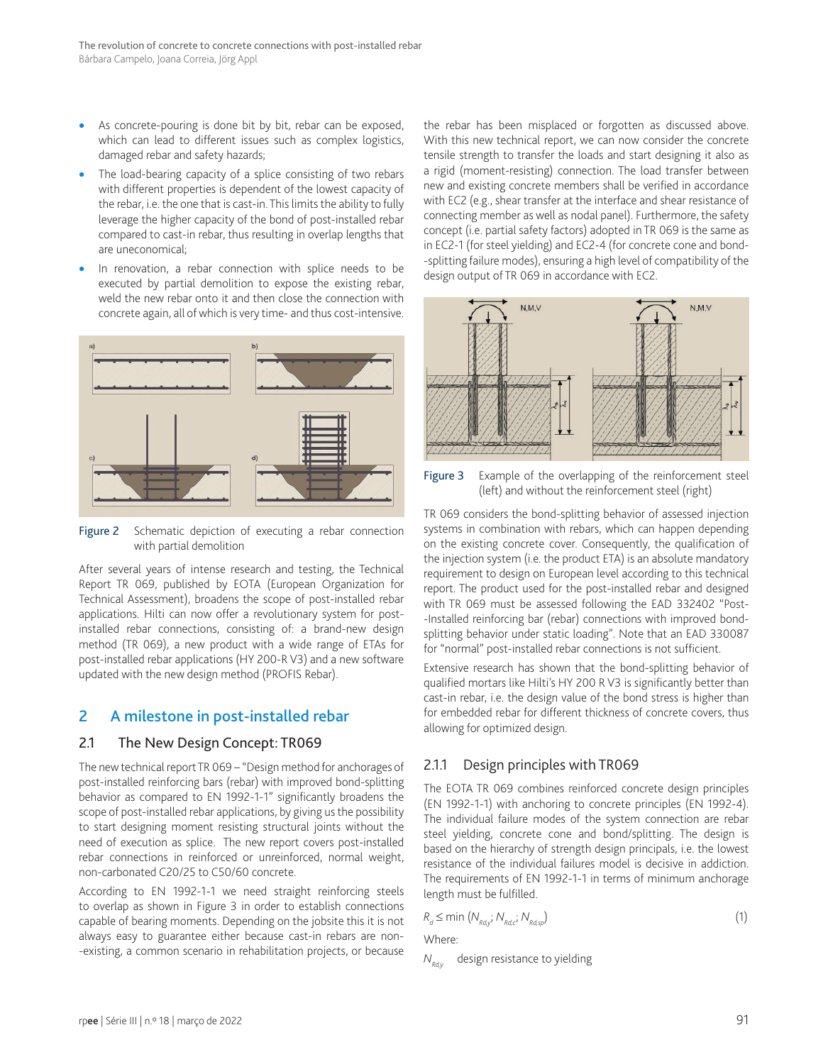- As concrete-pouring is done bit by bit, rebar can be exposed, which can lead to different issues such as complex logistics, damaged rebar and safety hazards;
- The load-bearing capacity of a splice consisting of two rebars with different properties is dependent of the lowest capacity of the rebar, i.e. the one that is cast-in. This limits the ability to fully leverage the higher capacity of the bond of post-installed rebar compared to cast-in rebar, thus resulting in overlap lengths that are uneconomical;
- In renovation, a rebar connection with splice needs to be executed by partial demolition to expose the existing rebar, weld the new rebar onto it and then close the connection with concrete again, all of which is very time- and thus cost-intensive.

Figure 2 Schematic depiction of executing a rebar connection with partial demolition

After several years of intense research and testing, the Technical Report TR 069, published by EOTA (European Organization for Technical Assessment), broadens the scope of post-installed rebar applications. Hilti can now offer a revolutionary system for post-installed rebar connections, consisting of: a brand-new design method (TR 069), a new product with a wide range of ETAs for post-installed rebar applications (HY 200-R V3) and a new software updated with the new design method (PROFIS Rebar).

## 2 A milestone in post-installed rebar

### 2.1 The New Design Concept: TR069

The new technical report TR 069 – "Design method for anchorages of post-installed reinforcing bars (rebar) with improved bond-splitting behavior as compared to EN 1992-1-1" significantly broadens the scope of post-installed rebar applications, by giving us the possibility to start designing moment resisting structural joints without the need of execution as splice. The new report covers post-installed rebar connections in reinforced or unreinforced, normal weight, non-carbonated C20/25 to C50/60 concrete.

According to EN 1992-1-1 we need straight reinforcing steels to overlap as shown in Figure 3 in order to establish connections capable of bearing moments. Depending on the jobsite this it is not always easy to guarantee either because cast-in rebars are non--existing, a common scenario in rehabilitation projects, or because the rebar has been misplaced or forgotten as discussed above. With this new technical report, we can now consider the concrete tensile strength to transfer the loads and start designing it also as a rigid (moment-resisting) connection. The load transfer between new and existing concrete members shall be verified in accordance with EC2 (e.g., shear transfer at the interface and shear resistance of connecting member as well as nodal panel). Furthermore, the safety concept (i.e. partial safety factors) adopted in TR 069 is the same as in EC2-1 (for steel yielding) and EC2-4 (for concrete cone and bond--splitting failure modes), ensuring a high level of compatibility of the design output of TR 069 in accordance with EC2.

Figure 3 Example of the overlapping of the reinforcement steel (left) and without the reinforcement steel (right)

TR 069 considers the bond-splitting behavior of assessed injection systems in combination with rebars, which can happen depending on the existing concrete cover. Consequently, the qualification of the injection system (i.e. the product ETA) is an absolute mandatory requirement to design on European level according to this technical report. The product used for the post-installed rebar and designed with TR 069 must be assessed following the EAD 332402 "Post--Installed reinforcing bar (rebar) connections with improved bond-splitting behavior under static loading". Note that an EAD 330087 for "normal" post-installed rebar connections is not sufficient.

Extensive research has shown that the bond-splitting behavior of qualified mortars like Hilti's HY 200 R V3 is significantly better than cast-in rebar, i.e. the design value of the bond stress is higher than for embedded rebar for different thickness of concrete covers, thus allowing for optimized design.

#### 2.1.1 Design principles with TR069

The EOTA TR 069 combines reinforced concrete design principles (EN 1992-1-1) with anchoring to concrete principles (EN 1992-4). The individual failure modes of the system connection are rebar steel yielding, concrete cone and bond/splitting. The design is based on the hierarchy of strength design principals, i.e. the lowest resistance of the individual failures model is decisive in addiction. The requirements of EN 1992-1-1 in terms of minimum anchorage length must be fulfilled.

$$R_d \leq \min\left(N_{Rd,y}; N_{Rd,c}; N_{Rd,sp}\right) \tag{1}$$

Where:

$N_{Rd,y}$ design resistance to yielding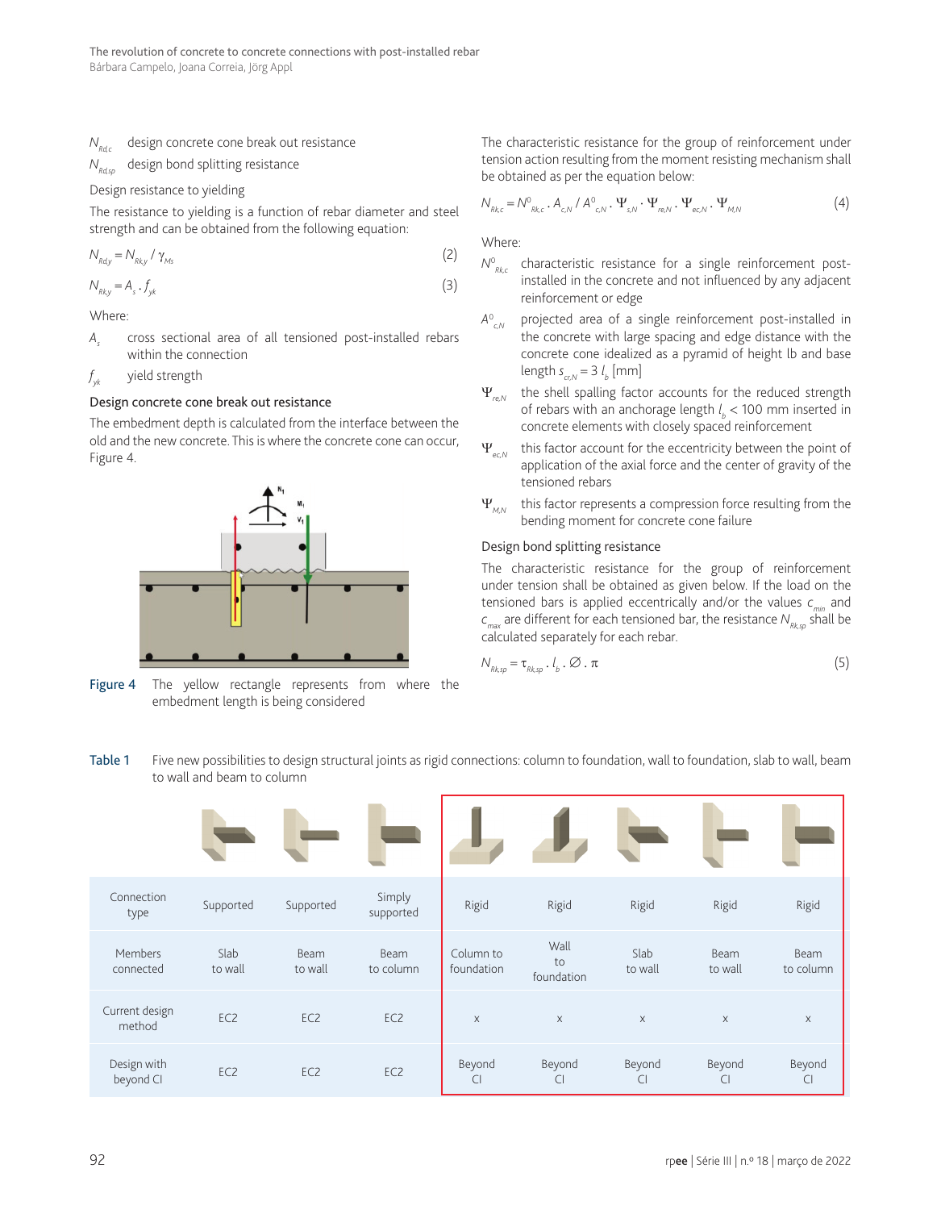$N_{Rd,c}$ design concrete cone break out resistance

$N_{Rd,sp}$ design bond splitting resistance

Design resistance to yielding

The resistance to yielding is a function of rebar diameter and steel strength and can be obtained from the following equation:

$$N_{Rd,y} = N_{Rk,y} / \gamma_{Ms} \tag{2}$$

$$N_{Rk,y} = A_s \cdot f_{yk} \tag{3}$$

Where:

$A_s$ cross sectional area of all tensioned post-installed rebars within the connection

$f_{yk}$ yield strength

### Design concrete cone break out resistance

The embedment depth is calculated from the interface between the old and the new concrete. This is where the concrete cone can occur, Figure 4.

**Figure 4** The yellow rectangle represents from where the embedment length is being considered

The characteristic resistance for the group of reinforcement under tension action resulting from the moment resisting mechanism shall be obtained as per the equation below:

$$N_{Rk,c} = N^0_{Rk,c} \cdot A_{c,N} / A^0_{c,N} \cdot \Psi_{s,N} \cdot \Psi_{re,N} \cdot \Psi_{ec,N} \cdot \Psi_{M,N} \tag{4}$$

Where:

$N^0_{Rk,c}$ characteristic resistance for a single reinforcement post-installed in the concrete and not influenced by any adjacent reinforcement or edge

$A^0_{c,N}$ projected area of a single reinforcement post-installed in the concrete with large spacing and edge distance with the concrete cone idealized as a pyramid of height lb and base length $s_{cr,N} = 3\, l_b$ [mm]

$\Psi_{re,N}$ the shell spalling factor accounts for the reduced strength of rebars with an anchorage length $l_b < 100$ mm inserted in concrete elements with closely spaced reinforcement

$\Psi_{ec,N}$ this factor account for the eccentricity between the point of application of the axial force and the center of gravity of the tensioned rebars

$\Psi_{M,N}$ this factor represents a compression force resulting from the bending moment for concrete cone failure

### Design bond splitting resistance

The characteristic resistance for the group of reinforcement under tension shall be obtained as given below. If the load on the tensioned bars is applied eccentrically and/or the values $c_{min}$ and $c_{max}$ are different for each tensioned bar, the resistance $N_{Rk,sp}$ shall be calculated separately for each rebar.

$$N_{Rk,sp} = \tau_{Rk,sp} \cdot l_b \cdot \varnothing \cdot \pi \tag{5}$$

**Table 1** Five new possibilities to design structural joints as rigid connections: column to foundation, wall to foundation, slab to wall, beam to wall and beam to column

| Connection type | Supported | Supported | Simply supported | Rigid | Rigid | Rigid | Rigid | Rigid |
|---|---|---|---|---|---|---|---|---|
| Members connected | Slab to wall | Beam to wall | Beam to column | Column to foundation | Wall to foundation | Slab to wall | Beam to wall | Beam to column |
| Current design method | EC2 | EC2 | EC2 | x | x | x | x | x |
| Design with beyond CI | EC2 | EC2 | EC2 | Beyond CI | Beyond CI | Beyond CI | Beyond CI | Beyond CI |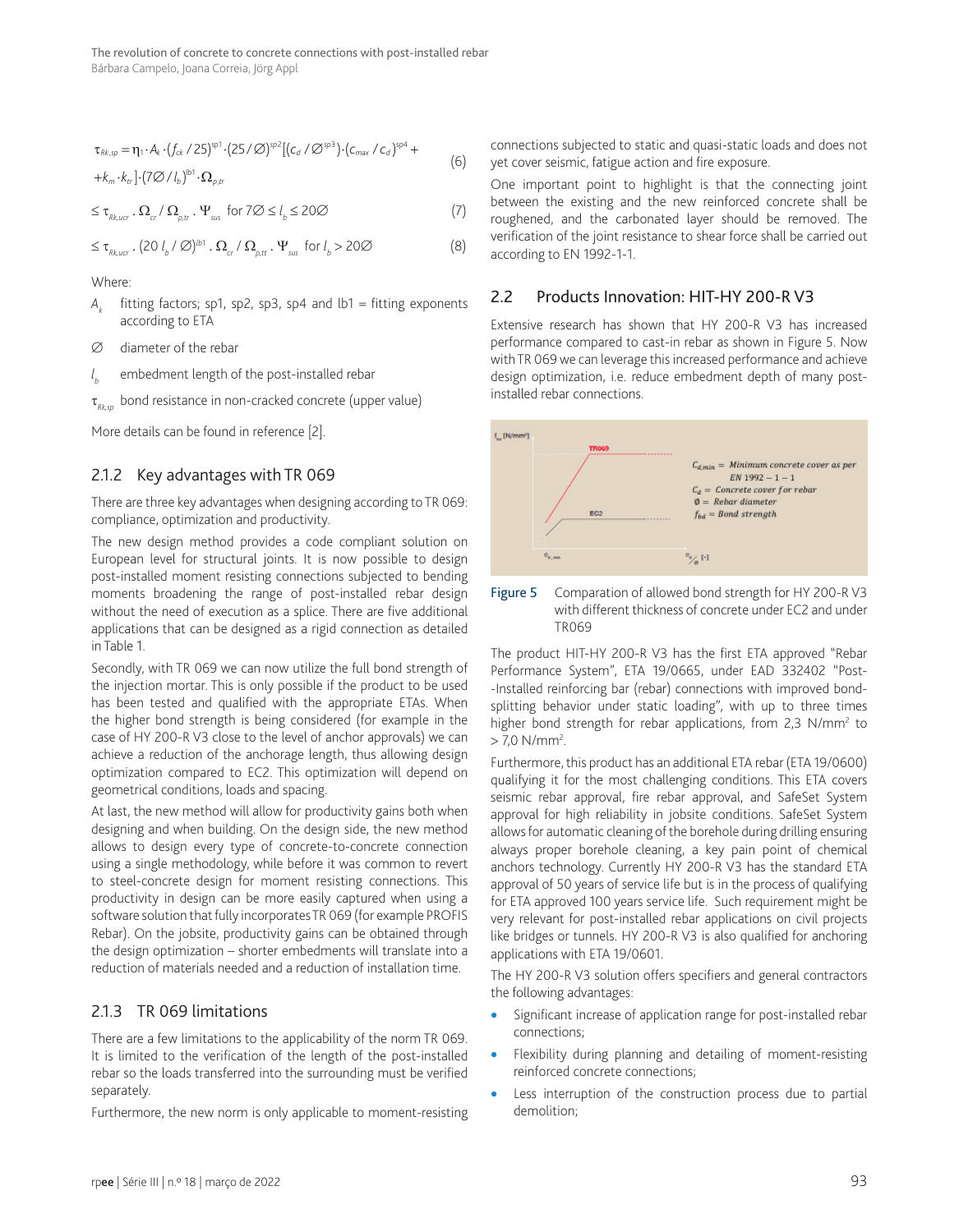$$\tau_{Rk,sp} = \eta_1 \cdot A_k \cdot (f_{ck}/25)^{sp1} \cdot (25/\varnothing)^{sp2} [(c_d/\varnothing^{sp3}) \cdot (c_{max}/c_d)^{sp4} + k_m \cdot k_{tr}] \cdot (7\varnothing/l_b)^{lb1} \cdot \Omega_{p,tr} \quad (6)$$

$$\leq \tau_{Rk,ucr} \cdot \Omega_{cr} / \Omega_{p,tr} \cdot \Psi_{sus} \text{ for } 7\varnothing \leq l_b \leq 20\varnothing \quad (7)$$

$$\leq \tau_{Rk,ucr} \cdot (20\, l_b/\varnothing)^{lb1} \cdot \Omega_{cr} / \Omega_{p,tr} \cdot \Psi_{sus} \text{ for } l_b > 20\varnothing \quad (8)$$

Where:

- $A_k$ fitting factors; sp1, sp2, sp3, sp4 and lb1 = fitting exponents according to ETA
- $\varnothing$ diameter of the rebar
- $l_b$ embedment length of the post-installed rebar
- $\tau_{Rk,sp}$ bond resistance in non-cracked concrete (upper value)

More details can be found in reference [2].

### 2.1.2 Key advantages with TR 069

There are three key advantages when designing according to TR 069: compliance, optimization and productivity.

The new design method provides a code compliant solution on European level for structural joints. It is now possible to design post-installed moment resisting connections subjected to bending moments broadening the range of post-installed rebar design without the need of execution as a splice. There are five additional applications that can be designed as a rigid connection as detailed in Table 1.

Secondly, with TR 069 we can now utilize the full bond strength of the injection mortar. This is only possible if the product to be used has been tested and qualified with the appropriate ETAs. When the higher bond strength is being considered (for example in the case of HY 200-R V3 close to the level of anchor approvals) we can achieve a reduction of the anchorage length, thus allowing design optimization compared to EC2. This optimization will depend on geometrical conditions, loads and spacing.

At last, the new method will allow for productivity gains both when designing and when building. On the design side, the new method allows to design every type of concrete-to-concrete connection using a single methodology, while before it was common to revert to steel-concrete design for moment resisting connections. This productivity in design can be more easily captured when using a software solution that fully incorporates TR 069 (for example PROFIS Rebar). On the jobsite, productivity gains can be obtained through the design optimization – shorter embedments will translate into a reduction of materials needed and a reduction of installation time.

### 2.1.3 TR 069 limitations

There are a few limitations to the applicability of the norm TR 069. It is limited to the verification of the length of the post-installed rebar so the loads transferred into the surrounding must be verified separately.

Furthermore, the new norm is only applicable to moment-resisting connections subjected to static and quasi-static loads and does not yet cover seismic, fatigue action and fire exposure.

One important point to highlight is that the connecting joint between the existing and the new reinforced concrete shall be roughened, and the carbonated layer should be removed. The verification of the joint resistance to shear force shall be carried out according to EN 1992-1-1.

## 2.2 Products Innovation: HIT-HY 200-R V3

Extensive research has shown that HY 200-R V3 has increased performance compared to cast-in rebar as shown in Figure 5. Now with TR 069 we can leverage this increased performance and achieve design optimization, i.e. reduce embedment depth of many post-installed rebar connections.

Figure 5 Comparation of allowed bond strength for HY 200-R V3 with different thickness of concrete under EC2 and under TR069

The product HIT-HY 200-R V3 has the first ETA approved "Rebar Performance System", ETA 19/0665, under EAD 332402 "Post--Installed reinforcing bar (rebar) connections with improved bond-splitting behavior under static loading", with up to three times higher bond strength for rebar applications, from 2,3 N/mm$^2$ to > 7,0 N/mm$^2$.

Furthermore, this product has an additional ETA rebar (ETA 19/0600) qualifying it for the most challenging conditions. This ETA covers seismic rebar approval, fire rebar approval, and SafeSet System approval for high reliability in jobsite conditions. SafeSet System allows for automatic cleaning of the borehole during drilling ensuring always proper borehole cleaning, a key pain point of chemical anchors technology. Currently HY 200-R V3 has the standard ETA approval of 50 years of service life but is in the process of qualifying for ETA approved 100 years service life. Such requirement might be very relevant for post-installed rebar applications on civil projects like bridges or tunnels. HY 200-R V3 is also qualified for anchoring applications with ETA 19/0601.

The HY 200-R V3 solution offers specifiers and general contractors the following advantages:

- Significant increase of application range for post-installed rebar connections;
- Flexibility during planning and detailing of moment-resisting reinforced concrete connections;
- Less interruption of the construction process due to partial demolition;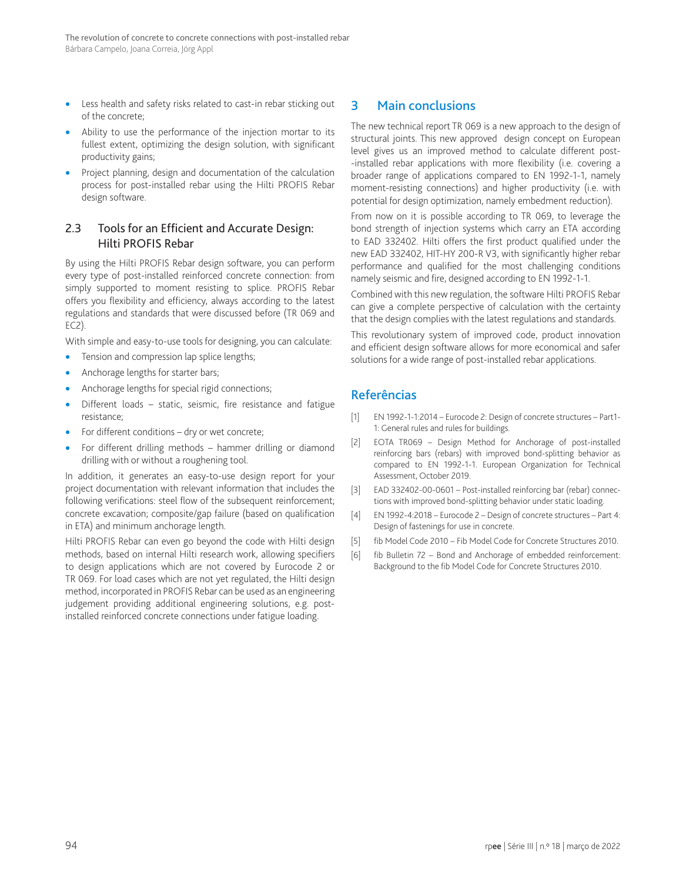- Less health and safety risks related to cast-in rebar sticking out of the concrete;
- Ability to use the performance of the injection mortar to its fullest extent, optimizing the design solution, with significant productivity gains;
- Project planning, design and documentation of the calculation process for post-installed rebar using the Hilti PROFIS Rebar design software.

### 2.3 Tools for an Efficient and Accurate Design: Hilti PROFIS Rebar

By using the Hilti PROFIS Rebar design software, you can perform every type of post-installed reinforced concrete connection: from simply supported to moment resisting to splice. PROFIS Rebar offers you flexibility and efficiency, always according to the latest regulations and standards that were discussed before (TR 069 and EC2).

With simple and easy-to-use tools for designing, you can calculate:

- Tension and compression lap splice lengths;
- Anchorage lengths for starter bars;
- Anchorage lengths for special rigid connections;
- Different loads – static, seismic, fire resistance and fatigue resistance;
- For different conditions – dry or wet concrete;
- For different drilling methods – hammer drilling or diamond drilling with or without a roughening tool.

In addition, it generates an easy-to-use design report for your project documentation with relevant information that includes the following verifications: steel flow of the subsequent reinforcement; concrete excavation; composite/gap failure (based on qualification in ETA) and minimum anchorage length.

Hilti PROFIS Rebar can even go beyond the code with Hilti design methods, based on internal Hilti research work, allowing specifiers to design applications which are not covered by Eurocode 2 or TR 069. For load cases which are not yet regulated, the Hilti design method, incorporated in PROFIS Rebar can be used as an engineering judgement providing additional engineering solutions, e.g. post-installed reinforced concrete connections under fatigue loading.

## 3 Main conclusions

The new technical report TR 069 is a new approach to the design of structural joints. This new approved design concept on European level gives us an improved method to calculate different post--installed rebar applications with more flexibility (i.e. covering a broader range of applications compared to EN 1992-1-1, namely moment-resisting connections) and higher productivity (i.e. with potential for design optimization, namely embedment reduction).

From now on it is possible according to TR 069, to leverage the bond strength of injection systems which carry an ETA according to EAD 332402. Hilti offers the first product qualified under the new EAD 332402, HIT-HY 200-R V3, with significantly higher rebar performance and qualified for the most challenging conditions namely seismic and fire, designed according to EN 1992-1-1.

Combined with this new regulation, the software Hilti PROFIS Rebar can give a complete perspective of calculation with the certainty that the design complies with the latest regulations and standards.

This revolutionary system of improved code, product innovation and efficient design software allows for more economical and safer solutions for a wide range of post-installed rebar applications.

## Referências

[1] EN 1992-1-1:2014 – Eurocode 2: Design of concrete structures – Part1-1: General rules and rules for buildings.

[2] EOTA TR069 – Design Method for Anchorage of post-installed reinforcing bars (rebars) with improved bond-splitting behavior as compared to EN 1992-1-1. European Organization for Technical Assessment, October 2019.

[3] EAD 332402-00-0601 – Post-installed reinforcing bar (rebar) connections with improved bond-splitting behavior under static loading.

[4] EN 1992-4:2018 – Eurocode 2 – Design of concrete structures – Part 4: Design of fastenings for use in concrete.

[5] fib Model Code 2010 – Fib Model Code for Concrete Structures 2010.

[6] fib Bulletin 72 – Bond and Anchorage of embedded reinforcement: Background to the fib Model Code for Concrete Structures 2010.